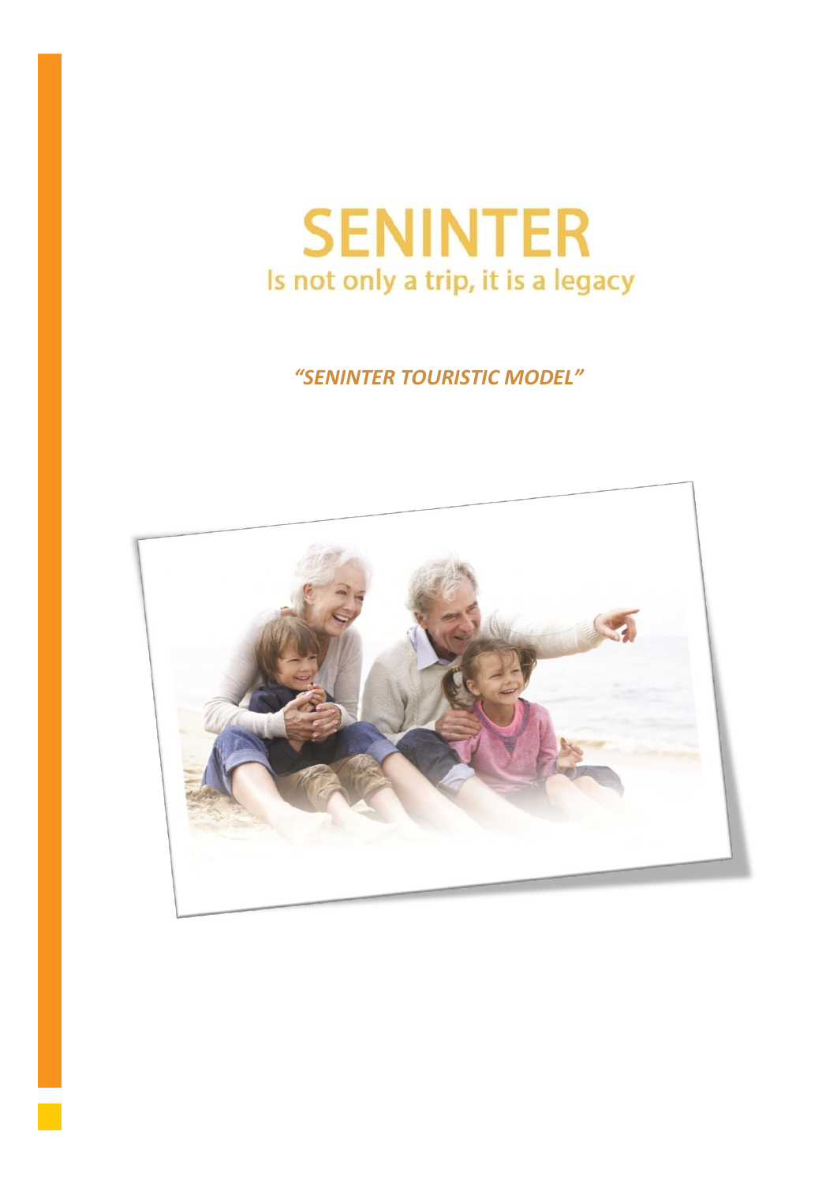# SENINTER

Is not only a trip, it is a legacy

***"SENINTER TOURISTIC MODEL"***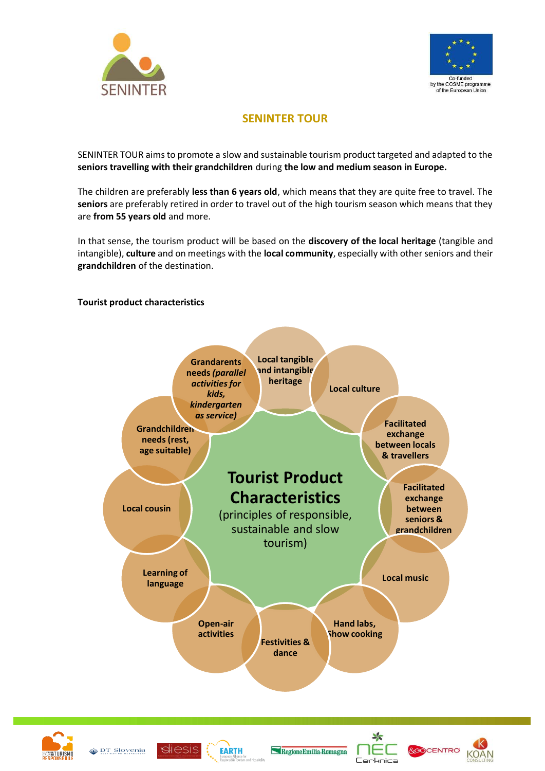# SENINTER TOUR

SENINTER TOUR aims to promote a slow and sustainable tourism product targeted and adapted to the **seniors travelling with their grandchildren** during **the low and medium season in Europe.**

The children are preferably **less than 6 years old**, which means that they are quite free to travel. The **seniors** are preferably retired in order to travel out of the high tourism season which means that they are **from 55 years old** and more.

In that sense, the tourism product will be based on the **discovery of the local heritage** (tangible and intangible), **culture** and on meetings with the **local community**, especially with other seniors and their **grandchildren** of the destination.

**Tourist product characteristics**

**Tourist Product Characteristics**
(principles of responsible, sustainable and slow tourism)

- **Local tangible and intangible heritage**
- **Local culture**
- **Facilitated exchange between locals & travellers**
- **Facilitated exchange between seniors & grandchildren**
- **Local music**
- **Hand labs, Show cooking**
- **Festivities & dance**
- **Open-air activities**
- **Learning of language**
- **Local cousin**
- **Grandchildren needs (rest, age suitable)**
- **Grandarents needs *(parallel activities for kids, kindergarten as service)***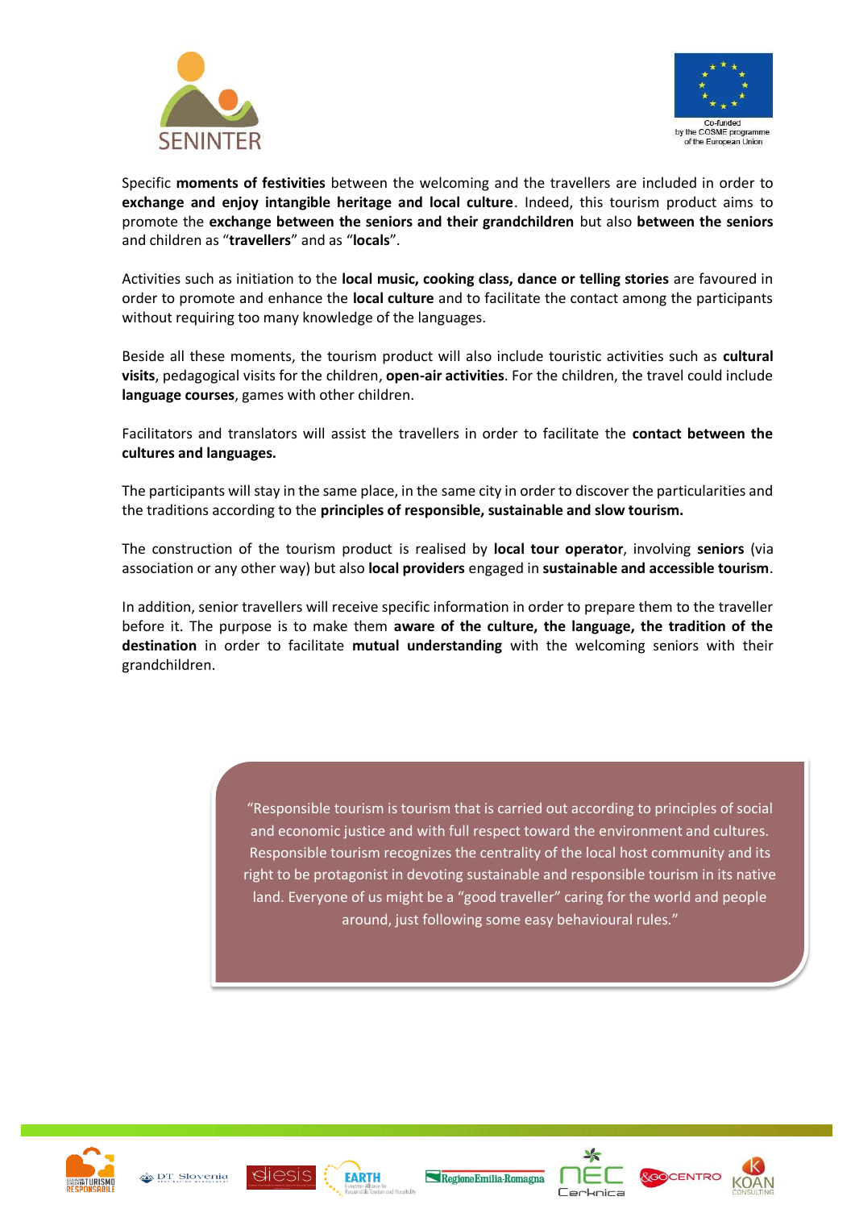Specific **moments of festivities** between the welcoming and the travellers are included in order to **exchange and enjoy intangible heritage and local culture**. Indeed, this tourism product aims to promote the **exchange between the seniors and their grandchildren** but also **between the seniors** and children as “**travellers**” and as “**locals**”.

Activities such as initiation to the **local music, cooking class, dance or telling stories** are favoured in order to promote and enhance the **local culture** and to facilitate the contact among the participants without requiring too many knowledge of the languages.

Beside all these moments, the tourism product will also include touristic activities such as **cultural visits**, pedagogical visits for the children, **open-air activities**. For the children, the travel could include **language courses**, games with other children.

Facilitators and translators will assist the travellers in order to facilitate the **contact between the cultures and languages.**

The participants will stay in the same place, in the same city in order to discover the particularities and the traditions according to the **principles of responsible, sustainable and slow tourism.**

The construction of the tourism product is realised by **local tour operator**, involving **seniors** (via association or any other way) but also **local providers** engaged in **sustainable and accessible tourism**.

In addition, senior travellers will receive specific information in order to prepare them to the traveller before it. The purpose is to make them **aware of the culture, the language, the tradition of the destination** in order to facilitate **mutual understanding** with the welcoming seniors with their grandchildren.

> “Responsible tourism is tourism that is carried out according to principles of social and economic justice and with full respect toward the environment and cultures. Responsible tourism recognizes the centrality of the local host community and its right to be protagonist in devoting sustainable and responsible tourism in its native land. Everyone of us might be a “good traveller” caring for the world and people around, just following some easy behavioural rules.”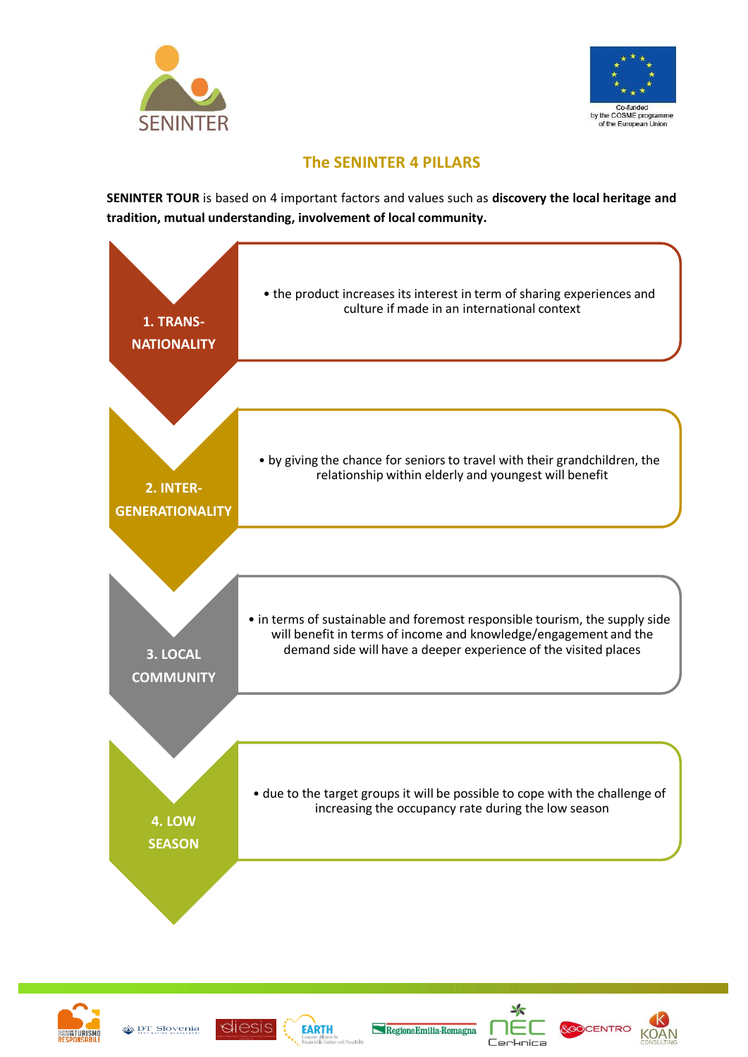## The SENINTER 4 PILLARS

**SENINTER TOUR** is based on 4 important factors and values such as **discovery the local heritage and tradition, mutual understanding, involvement of local community.**

**1. TRANS-NATIONALITY**

- the product increases its interest in term of sharing experiences and culture if made in an international context

**2. INTER-GENERATIONALITY**

- by giving the chance for seniors to travel with their grandchildren, the relationship within elderly and youngest will benefit

**3. LOCAL COMMUNITY**

- in terms of sustainable and foremost responsible tourism, the supply side will benefit in terms of income and knowledge/engagement and the demand side will have a deeper experience of the visited places

**4. LOW SEASON**

- due to the target groups it will be possible to cope with the challenge of increasing the occupancy rate during the low season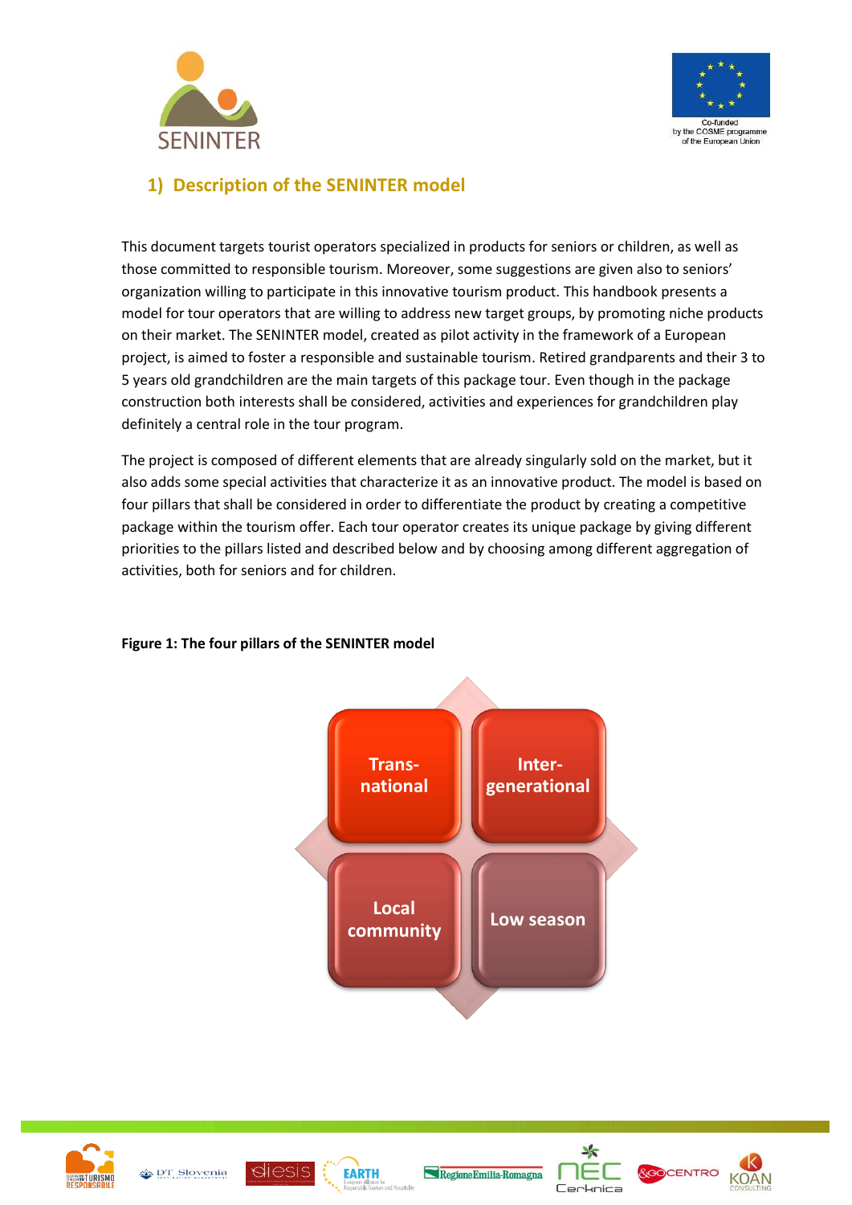## 1) Description of the SENINTER model

This document targets tourist operators specialized in products for seniors or children, as well as those committed to responsible tourism. Moreover, some suggestions are given also to seniors' organization willing to participate in this innovative tourism product. This handbook presents a model for tour operators that are willing to address new target groups, by promoting niche products on their market. The SENINTER model, created as pilot activity in the framework of a European project, is aimed to foster a responsible and sustainable tourism. Retired grandparents and their 3 to 5 years old grandchildren are the main targets of this package tour. Even though in the package construction both interests shall be considered, activities and experiences for grandchildren play definitely a central role in the tour program.

The project is composed of different elements that are already singularly sold on the market, but it also adds some special activities that characterize it as an innovative product. The model is based on four pillars that shall be considered in order to differentiate the product by creating a competitive package within the tourism offer. Each tour operator creates its unique package by giving different priorities to the pillars listed and described below and by choosing among different aggregation of activities, both for seniors and for children.

**Figure 1: The four pillars of the SENINTER model**

| Trans-national | Inter-generational |
| --- | --- |
| Local community | Low season |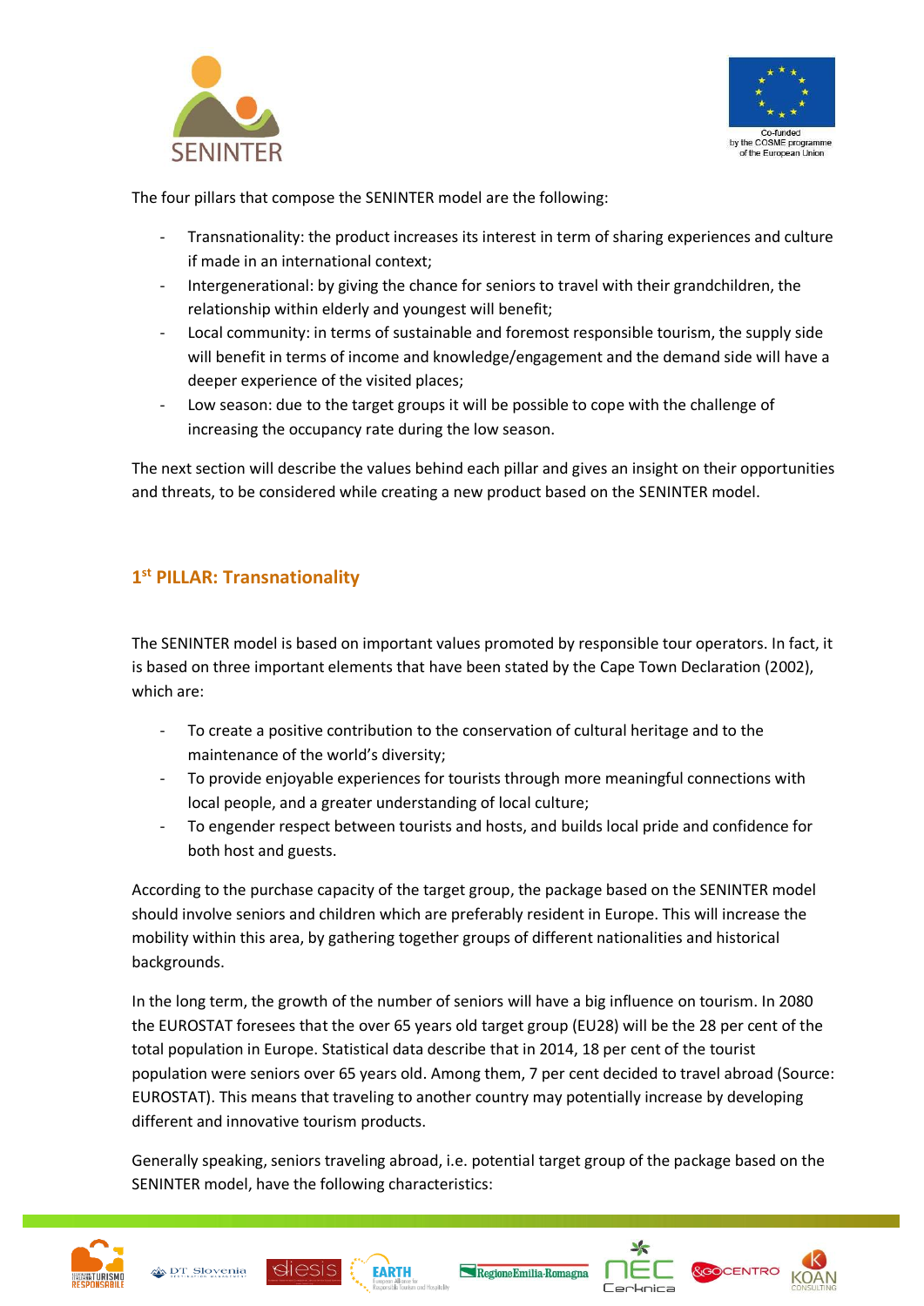The four pillars that compose the SENINTER model are the following:

- Transnationality: the product increases its interest in term of sharing experiences and culture if made in an international context;
- Intergenerational: by giving the chance for seniors to travel with their grandchildren, the relationship within elderly and youngest will benefit;
- Local community: in terms of sustainable and foremost responsible tourism, the supply side will benefit in terms of income and knowledge/engagement and the demand side will have a deeper experience of the visited places;
- Low season: due to the target groups it will be possible to cope with the challenge of increasing the occupancy rate during the low season.

The next section will describe the values behind each pillar and gives an insight on their opportunities and threats, to be considered while creating a new product based on the SENINTER model.

## 1st PILLAR: Transnationality

The SENINTER model is based on important values promoted by responsible tour operators. In fact, it is based on three important elements that have been stated by the Cape Town Declaration (2002), which are:

- To create a positive contribution to the conservation of cultural heritage and to the maintenance of the world's diversity;
- To provide enjoyable experiences for tourists through more meaningful connections with local people, and a greater understanding of local culture;
- To engender respect between tourists and hosts, and builds local pride and confidence for both host and guests.

According to the purchase capacity of the target group, the package based on the SENINTER model should involve seniors and children which are preferably resident in Europe. This will increase the mobility within this area, by gathering together groups of different nationalities and historical backgrounds.

In the long term, the growth of the number of seniors will have a big influence on tourism. In 2080 the EUROSTAT foresees that the over 65 years old target group (EU28) will be the 28 per cent of the total population in Europe. Statistical data describe that in 2014, 18 per cent of the tourist population were seniors over 65 years old. Among them, 7 per cent decided to travel abroad (Source: EUROSTAT). This means that traveling to another country may potentially increase by developing different and innovative tourism products.

Generally speaking, seniors traveling abroad, i.e. potential target group of the package based on the SENINTER model, have the following characteristics: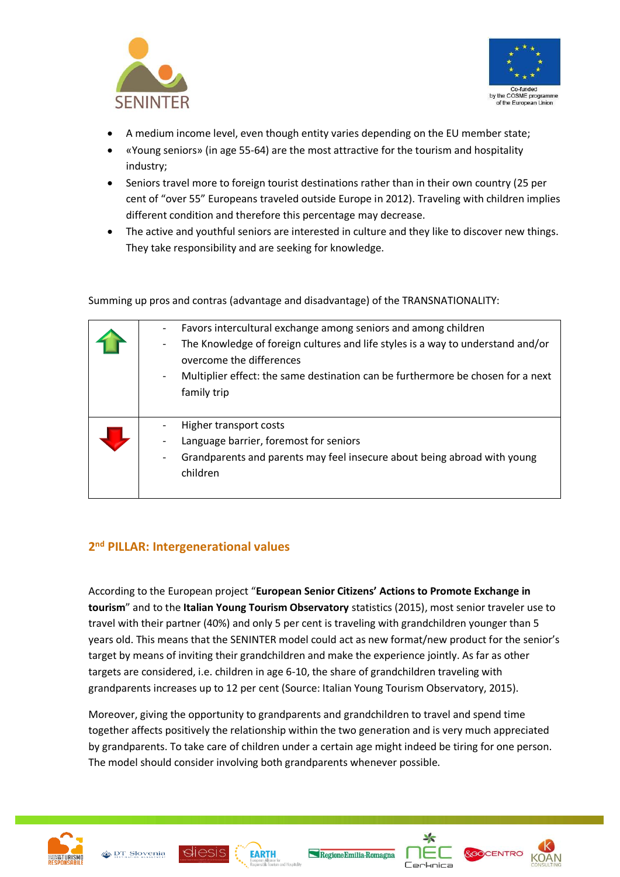- A medium income level, even though entity varies depending on the EU member state;
- «Young seniors» (in age 55-64) are the most attractive for the tourism and hospitality industry;
- Seniors travel more to foreign tourist destinations rather than in their own country (25 per cent of "over 55" Europeans traveled outside Europe in 2012). Traveling with children implies different condition and therefore this percentage may decrease.
- The active and youthful seniors are interested in culture and they like to discover new things. They take responsibility and are seeking for knowledge.

Summing up pros and contras (advantage and disadvantage) of the TRANSNATIONALITY:

| | |
|---|---|
| ⬆ | - Favors intercultural exchange among seniors and among children<br>- The Knowledge of foreign cultures and life styles is a way to understand and/or overcome the differences<br>- Multiplier effect: the same destination can be furthermore be chosen for a next family trip |
| ⬇ | - Higher transport costs<br>- Language barrier, foremost for seniors<br>- Grandparents and parents may feel insecure about being abroad with young children |

## 2nd PILLAR: Intergenerational values

According to the European project "**European Senior Citizens' Actions to Promote Exchange in tourism**" and to the **Italian Young Tourism Observatory** statistics (2015), most senior traveler use to travel with their partner (40%) and only 5 per cent is traveling with grandchildren younger than 5 years old. This means that the SENINTER model could act as new format/new product for the senior's target by means of inviting their grandchildren and make the experience jointly. As far as other targets are considered, i.e. children in age 6-10, the share of grandchildren traveling with grandparents increases up to 12 per cent (Source: Italian Young Tourism Observatory, 2015).

Moreover, giving the opportunity to grandparents and grandchildren to travel and spend time together affects positively the relationship within the two generation and is very much appreciated by grandparents. To take care of children under a certain age might indeed be tiring for one person. The model should consider involving both grandparents whenever possible.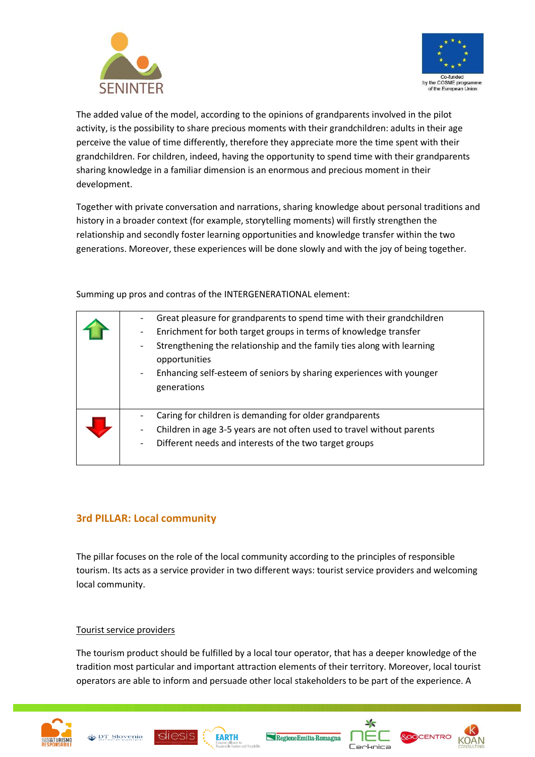The added value of the model, according to the opinions of grandparents involved in the pilot activity, is the possibility to share precious moments with their grandchildren: adults in their age perceive the value of time differently, therefore they appreciate more the time spent with their grandchildren. For children, indeed, having the opportunity to spend time with their grandparents sharing knowledge in a familiar dimension is an enormous and precious moment in their development.

Together with private conversation and narrations, sharing knowledge about personal traditions and history in a broader context (for example, storytelling moments) will firstly strengthen the relationship and secondly foster learning opportunities and knowledge transfer within the two generations. Moreover, these experiences will be done slowly and with the joy of being together.

Summing up pros and contras of the INTERGENERATIONAL element:

| | |
|---|---|
| ⇧ | - Great pleasure for grandparents to spend time with their grandchildren<br>- Enrichment for both target groups in terms of knowledge transfer<br>- Strengthening the relationship and the family ties along with learning opportunities<br>- Enhancing self-esteem of seniors by sharing experiences with younger generations |
| ⇩ | - Caring for children is demanding for older grandparents<br>- Children in age 3-5 years are not often used to travel without parents<br>- Different needs and interests of the two target groups |

## 3rd PILLAR: Local community

The pillar focuses on the role of the local community according to the principles of responsible tourism. Its acts as a service provider in two different ways: tourist service providers and welcoming local community.

Tourist service providers

The tourism product should be fulfilled by a local tour operator, that has a deeper knowledge of the tradition most particular and important attraction elements of their territory. Moreover, local tourist operators are able to inform and persuade other local stakeholders to be part of the experience. A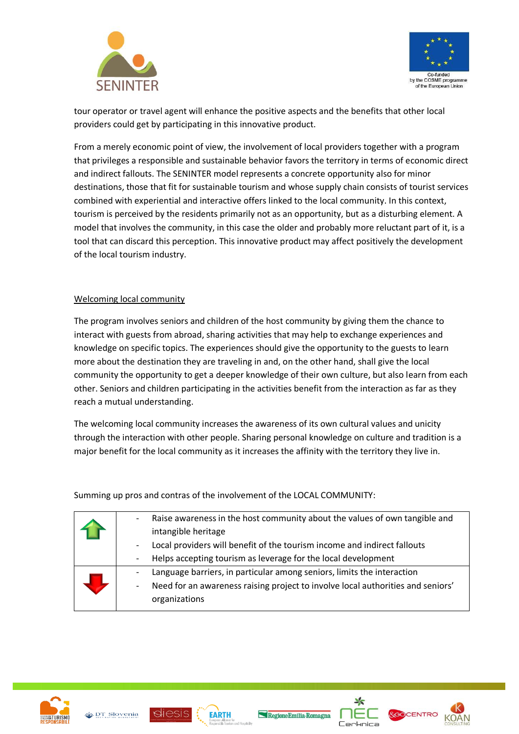tour operator or travel agent will enhance the positive aspects and the benefits that other local providers could get by participating in this innovative product.

From a merely economic point of view, the involvement of local providers together with a program that privileges a responsible and sustainable behavior favors the territory in terms of economic direct and indirect fallouts. The SENINTER model represents a concrete opportunity also for minor destinations, those that fit for sustainable tourism and whose supply chain consists of tourist services combined with experiential and interactive offers linked to the local community. In this context, tourism is perceived by the residents primarily not as an opportunity, but as a disturbing element. A model that involves the community, in this case the older and probably more reluctant part of it, is a tool that can discard this perception. This innovative product may affect positively the development of the local tourism industry.

## Welcoming local community

The program involves seniors and children of the host community by giving them the chance to interact with guests from abroad, sharing activities that may help to exchange experiences and knowledge on specific topics. The experiences should give the opportunity to the guests to learn more about the destination they are traveling in and, on the other hand, shall give the local community the opportunity to get a deeper knowledge of their own culture, but also learn from each other. Seniors and children participating in the activities benefit from the interaction as far as they reach a mutual understanding.

The welcoming local community increases the awareness of its own cultural values and unicity through the interaction with other people. Sharing personal knowledge on culture and tradition is a major benefit for the local community as it increases the affinity with the territory they live in.

Summing up pros and contras of the involvement of the LOCAL COMMUNITY:

| | |
|---|---|
| ↑ | - Raise awareness in the host community about the values of own tangible and intangible heritage<br>- Local providers will benefit of the tourism income and indirect fallouts<br>- Helps accepting tourism as leverage for the local development |
| ↓ | - Language barriers, in particular among seniors, limits the interaction<br>- Need for an awareness raising project to involve local authorities and seniors' organizations |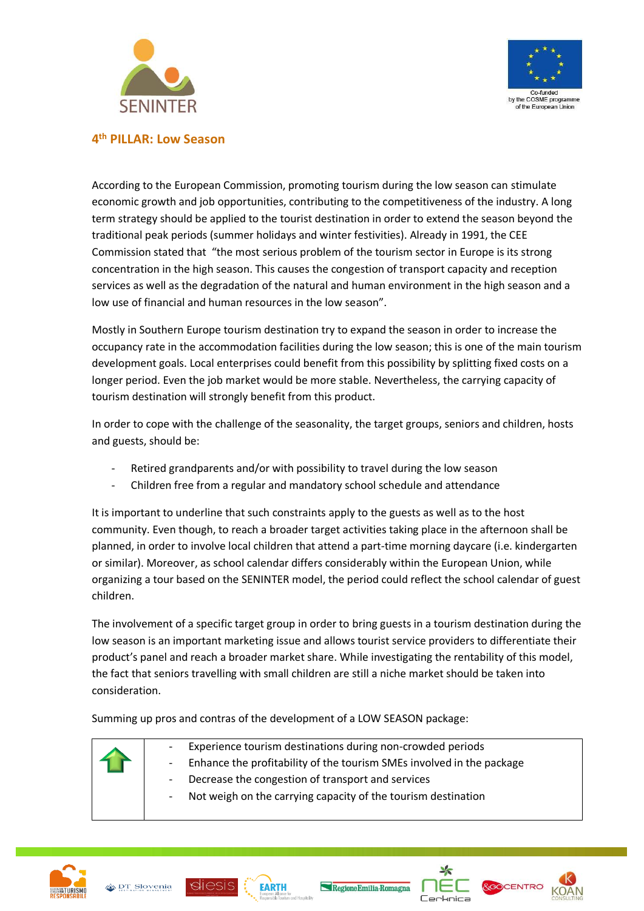## 4th PILLAR: Low Season

According to the European Commission, promoting tourism during the low season can stimulate economic growth and job opportunities, contributing to the competitiveness of the industry. A long term strategy should be applied to the tourist destination in order to extend the season beyond the traditional peak periods (summer holidays and winter festivities). Already in 1991, the CEE Commission stated that "the most serious problem of the tourism sector in Europe is its strong concentration in the high season. This causes the congestion of transport capacity and reception services as well as the degradation of the natural and human environment in the high season and a low use of financial and human resources in the low season".

Mostly in Southern Europe tourism destination try to expand the season in order to increase the occupancy rate in the accommodation facilities during the low season; this is one of the main tourism development goals. Local enterprises could benefit from this possibility by splitting fixed costs on a longer period. Even the job market would be more stable. Nevertheless, the carrying capacity of tourism destination will strongly benefit from this product.

In order to cope with the challenge of the seasonality, the target groups, seniors and children, hosts and guests, should be:

- Retired grandparents and/or with possibility to travel during the low season
- Children free from a regular and mandatory school schedule and attendance

It is important to underline that such constraints apply to the guests as well as to the host community. Even though, to reach a broader target activities taking place in the afternoon shall be planned, in order to involve local children that attend a part-time morning daycare (i.e. kindergarten or similar). Moreover, as school calendar differs considerably within the European Union, while organizing a tour based on the SENINTER model, the period could reflect the school calendar of guest children.

The involvement of a specific target group in order to bring guests in a tourism destination during the low season is an important marketing issue and allows tourist service providers to differentiate their product's panel and reach a broader market share. While investigating the rentability of this model, the fact that seniors travelling with small children are still a niche market should be taken into consideration.

Summing up pros and contras of the development of a LOW SEASON package:

| | |
|---|---|
| ⇧ | - Experience tourism destinations during non-crowded periods<br>- Enhance the profitability of the tourism SMEs involved in the package<br>- Decrease the congestion of transport and services<br>- Not weigh on the carrying capacity of the tourism destination |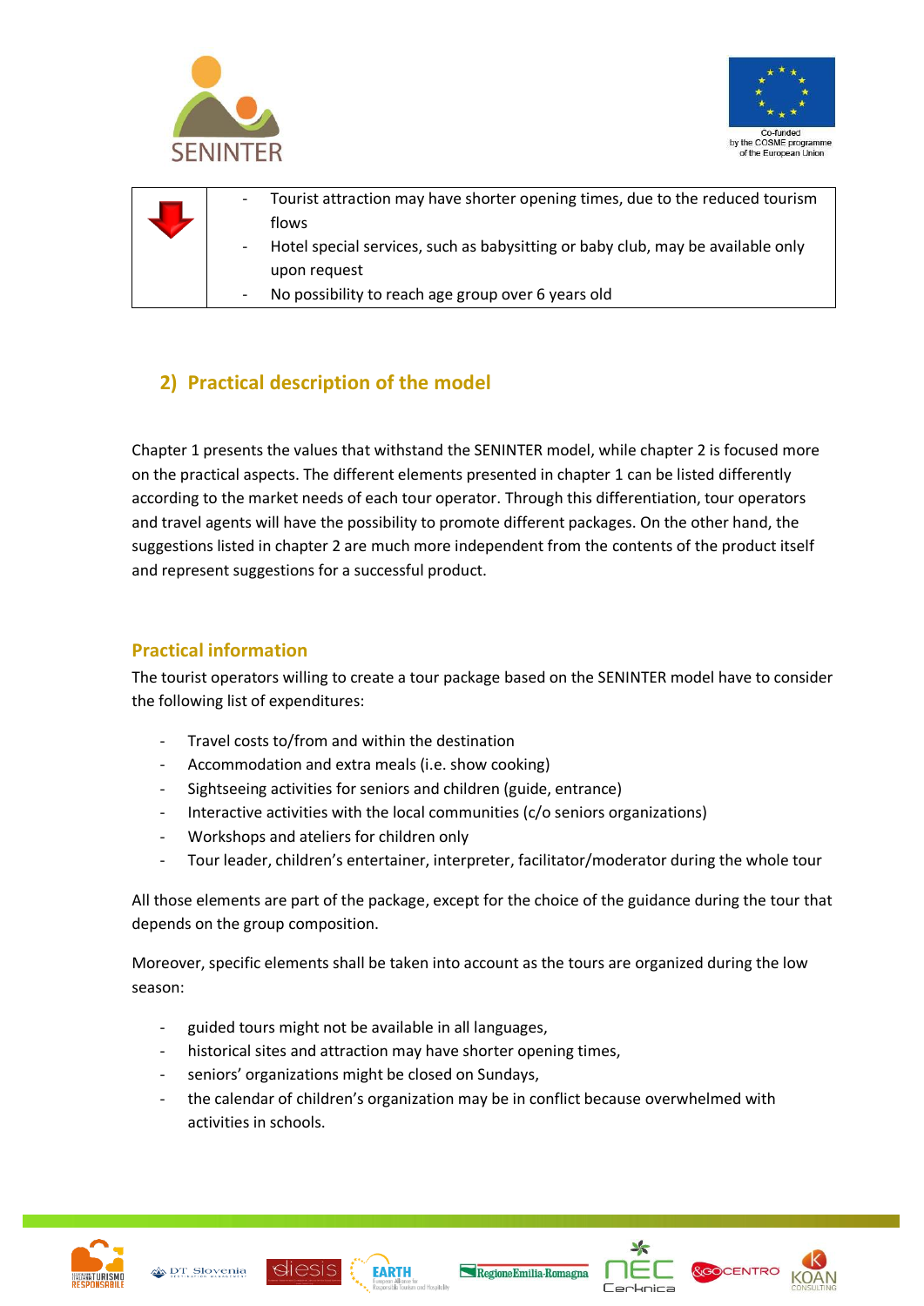| | |
|---|---|
| ↓ | - Tourist attraction may have shorter opening times, due to the reduced tourism flows<br>- Hotel special services, such as babysitting or baby club, may be available only upon request<br>- No possibility to reach age group over 6 years old |

## 2) Practical description of the model

Chapter 1 presents the values that withstand the SENINTER model, while chapter 2 is focused more on the practical aspects. The different elements presented in chapter 1 can be listed differently according to the market needs of each tour operator. Through this differentiation, tour operators and travel agents will have the possibility to promote different packages. On the other hand, the suggestions listed in chapter 2 are much more independent from the contents of the product itself and represent suggestions for a successful product.

### Practical information

The tourist operators willing to create a tour package based on the SENINTER model have to consider the following list of expenditures:

- Travel costs to/from and within the destination
- Accommodation and extra meals (i.e. show cooking)
- Sightseeing activities for seniors and children (guide, entrance)
- Interactive activities with the local communities (c/o seniors organizations)
- Workshops and ateliers for children only
- Tour leader, children's entertainer, interpreter, facilitator/moderator during the whole tour

All those elements are part of the package, except for the choice of the guidance during the tour that depends on the group composition.

Moreover, specific elements shall be taken into account as the tours are organized during the low season:

- guided tours might not be available in all languages,
- historical sites and attraction may have shorter opening times,
- seniors' organizations might be closed on Sundays,
- the calendar of children's organization may be in conflict because overwhelmed with activities in schools.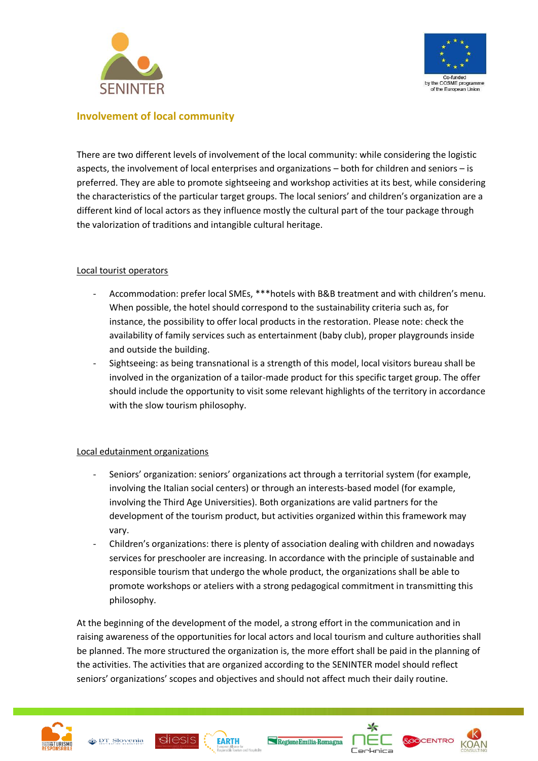## Involvement of local community

There are two different levels of involvement of the local community: while considering the logistic aspects, the involvement of local enterprises and organizations – both for children and seniors – is preferred. They are able to promote sightseeing and workshop activities at its best, while considering the characteristics of the particular target groups. The local seniors' and children's organization are a different kind of local actors as they influence mostly the cultural part of the tour package through the valorization of traditions and intangible cultural heritage.

<u>Local tourist operators</u>

- Accommodation: prefer local SMEs, ***hotels with B&B treatment and with children's menu. When possible, the hotel should correspond to the sustainability criteria such as, for instance, the possibility to offer local products in the restoration. Please note: check the availability of family services such as entertainment (baby club), proper playgrounds inside and outside the building.
- Sightseeing: as being transnational is a strength of this model, local visitors bureau shall be involved in the organization of a tailor-made product for this specific target group. The offer should include the opportunity to visit some relevant highlights of the territory in accordance with the slow tourism philosophy.

<u>Local edutainment organizations</u>

- Seniors' organization: seniors' organizations act through a territorial system (for example, involving the Italian social centers) or through an interests-based model (for example, involving the Third Age Universities). Both organizations are valid partners for the development of the tourism product, but activities organized within this framework may vary.
- Children's organizations: there is plenty of association dealing with children and nowadays services for preschooler are increasing. In accordance with the principle of sustainable and responsible tourism that undergo the whole product, the organizations shall be able to promote workshops or ateliers with a strong pedagogical commitment in transmitting this philosophy.

At the beginning of the development of the model, a strong effort in the communication and in raising awareness of the opportunities for local actors and local tourism and culture authorities shall be planned. The more structured the organization is, the more effort shall be paid in the planning of the activities. The activities that are organized according to the SENINTER model should reflect seniors' organizations' scopes and objectives and should not affect much their daily routine.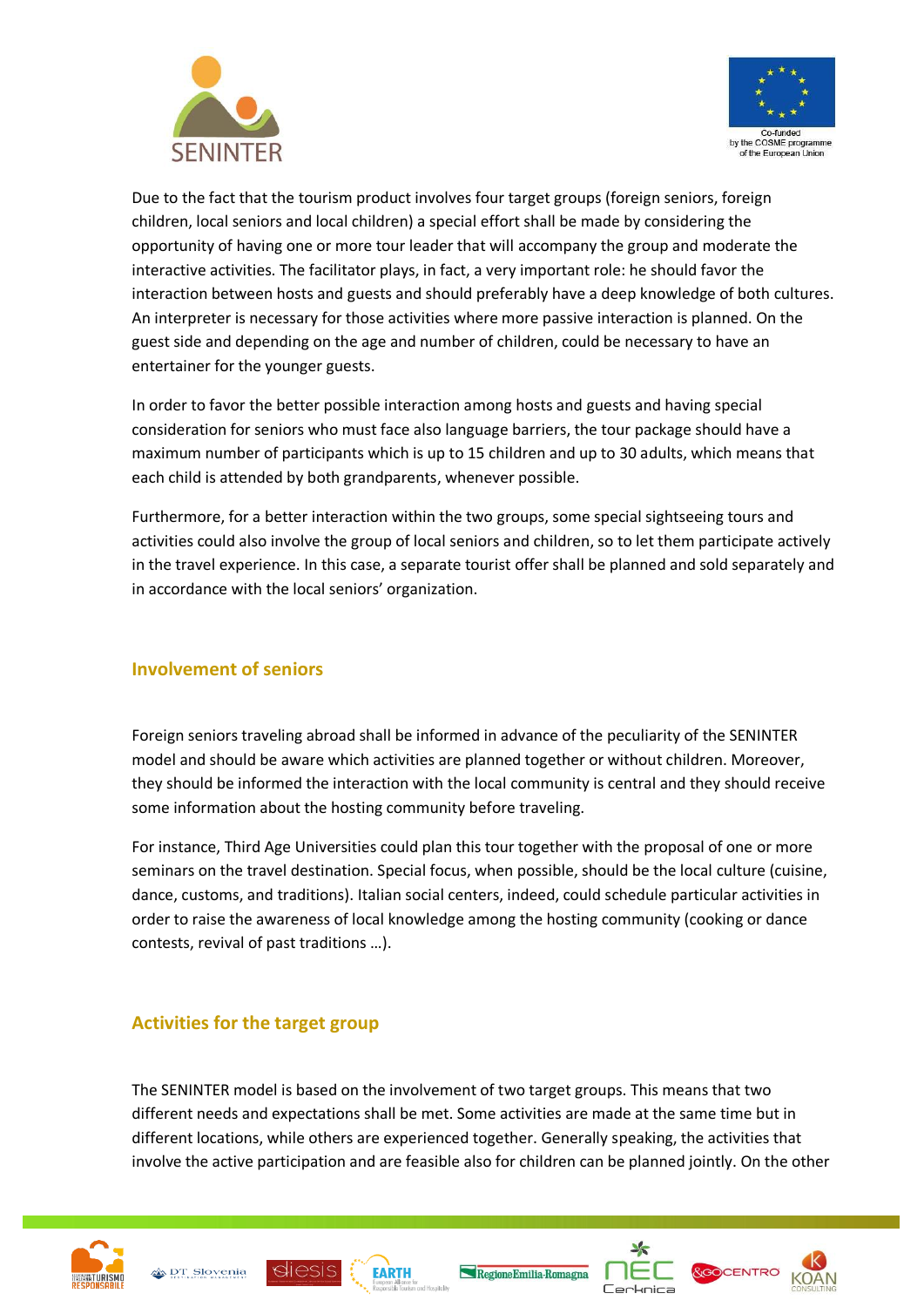Due to the fact that the tourism product involves four target groups (foreign seniors, foreign children, local seniors and local children) a special effort shall be made by considering the opportunity of having one or more tour leader that will accompany the group and moderate the interactive activities. The facilitator plays, in fact, a very important role: he should favor the interaction between hosts and guests and should preferably have a deep knowledge of both cultures. An interpreter is necessary for those activities where more passive interaction is planned. On the guest side and depending on the age and number of children, could be necessary to have an entertainer for the younger guests.

In order to favor the better possible interaction among hosts and guests and having special consideration for seniors who must face also language barriers, the tour package should have a maximum number of participants which is up to 15 children and up to 30 adults, which means that each child is attended by both grandparents, whenever possible.

Furthermore, for a better interaction within the two groups, some special sightseeing tours and activities could also involve the group of local seniors and children, so to let them participate actively in the travel experience. In this case, a separate tourist offer shall be planned and sold separately and in accordance with the local seniors' organization.

## Involvement of seniors

Foreign seniors traveling abroad shall be informed in advance of the peculiarity of the SENINTER model and should be aware which activities are planned together or without children. Moreover, they should be informed the interaction with the local community is central and they should receive some information about the hosting community before traveling.

For instance, Third Age Universities could plan this tour together with the proposal of one or more seminars on the travel destination. Special focus, when possible, should be the local culture (cuisine, dance, customs, and traditions). Italian social centers, indeed, could schedule particular activities in order to raise the awareness of local knowledge among the hosting community (cooking or dance contests, revival of past traditions …).

## Activities for the target group

The SENINTER model is based on the involvement of two target groups. This means that two different needs and expectations shall be met. Some activities are made at the same time but in different locations, while others are experienced together. Generally speaking, the activities that involve the active participation and are feasible also for children can be planned jointly. On the other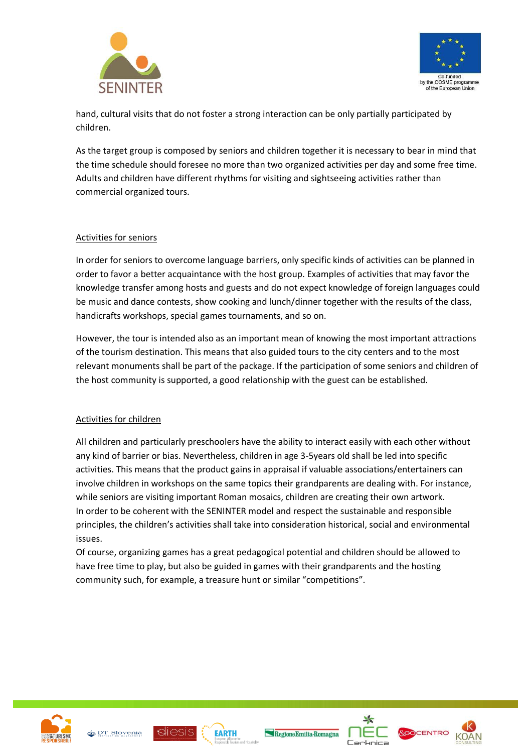hand, cultural visits that do not foster a strong interaction can be only partially participated by children.

As the target group is composed by seniors and children together it is necessary to bear in mind that the time schedule should foresee no more than two organized activities per day and some free time. Adults and children have different rhythms for visiting and sightseeing activities rather than commercial organized tours.

<u>Activities for seniors</u>

In order for seniors to overcome language barriers, only specific kinds of activities can be planned in order to favor a better acquaintance with the host group. Examples of activities that may favor the knowledge transfer among hosts and guests and do not expect knowledge of foreign languages could be music and dance contests, show cooking and lunch/dinner together with the results of the class, handicrafts workshops, special games tournaments, and so on.

However, the tour is intended also as an important mean of knowing the most important attractions of the tourism destination. This means that also guided tours to the city centers and to the most relevant monuments shall be part of the package. If the participation of some seniors and children of the host community is supported, a good relationship with the guest can be established.

<u>Activities for children</u>

All children and particularly preschoolers have the ability to interact easily with each other without any kind of barrier or bias. Nevertheless, children in age 3-5years old shall be led into specific activities. This means that the product gains in appraisal if valuable associations/entertainers can involve children in workshops on the same topics their grandparents are dealing with. For instance, while seniors are visiting important Roman mosaics, children are creating their own artwork.
In order to be coherent with the SENINTER model and respect the sustainable and responsible principles, the children's activities shall take into consideration historical, social and environmental issues.
Of course, organizing games has a great pedagogical potential and children should be allowed to have free time to play, but also be guided in games with their grandparents and the hosting community such, for example, a treasure hunt or similar "competitions".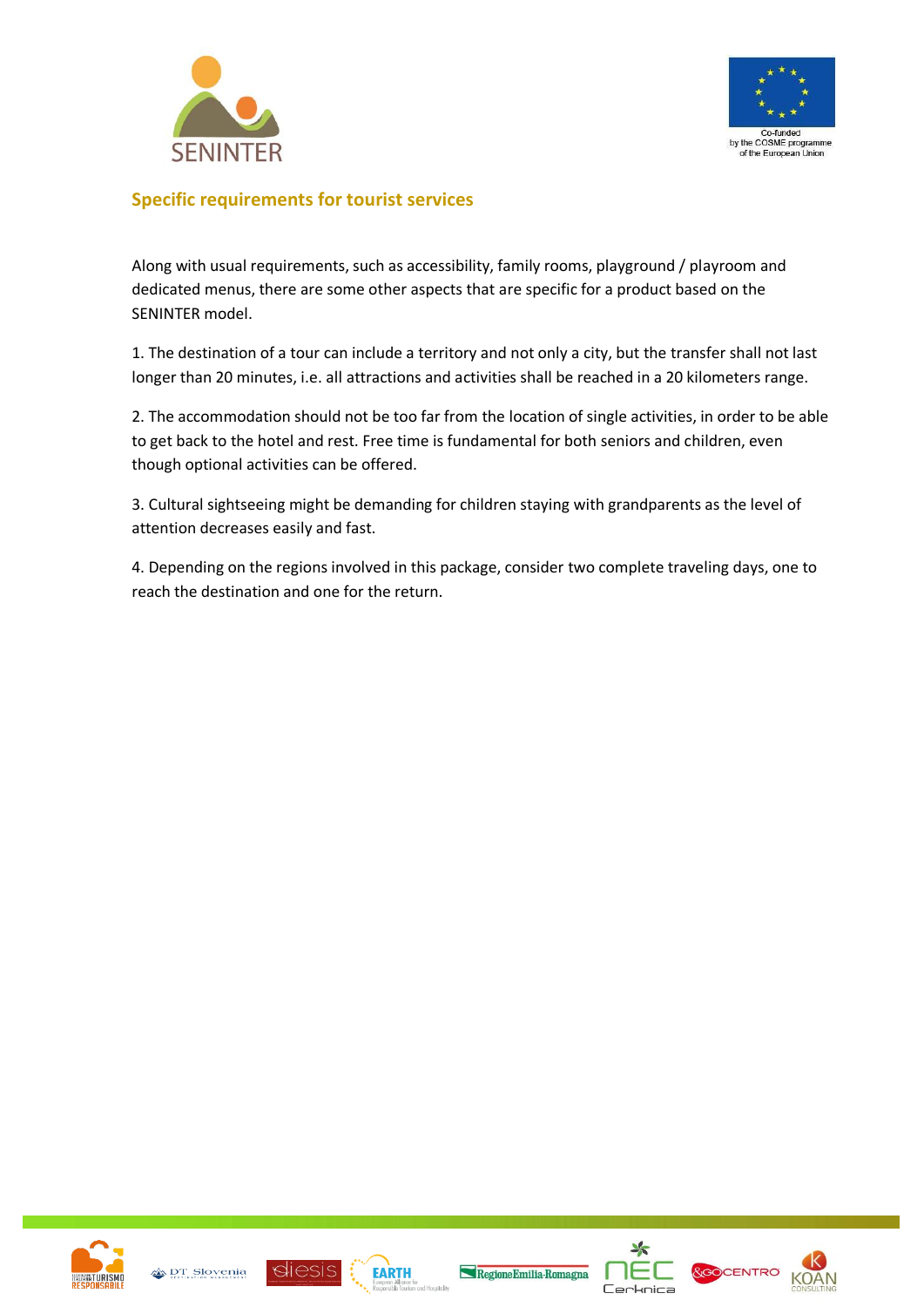## Specific requirements for tourist services

Along with usual requirements, such as accessibility, family rooms, playground / playroom and dedicated menus, there are some other aspects that are specific for a product based on the SENINTER model.

1. The destination of a tour can include a territory and not only a city, but the transfer shall not last longer than 20 minutes, i.e. all attractions and activities shall be reached in a 20 kilometers range.

2. The accommodation should not be too far from the location of single activities, in order to be able to get back to the hotel and rest. Free time is fundamental for both seniors and children, even though optional activities can be offered.

3. Cultural sightseeing might be demanding for children staying with grandparents as the level of attention decreases easily and fast.

4. Depending on the regions involved in this package, consider two complete traveling days, one to reach the destination and one for the return.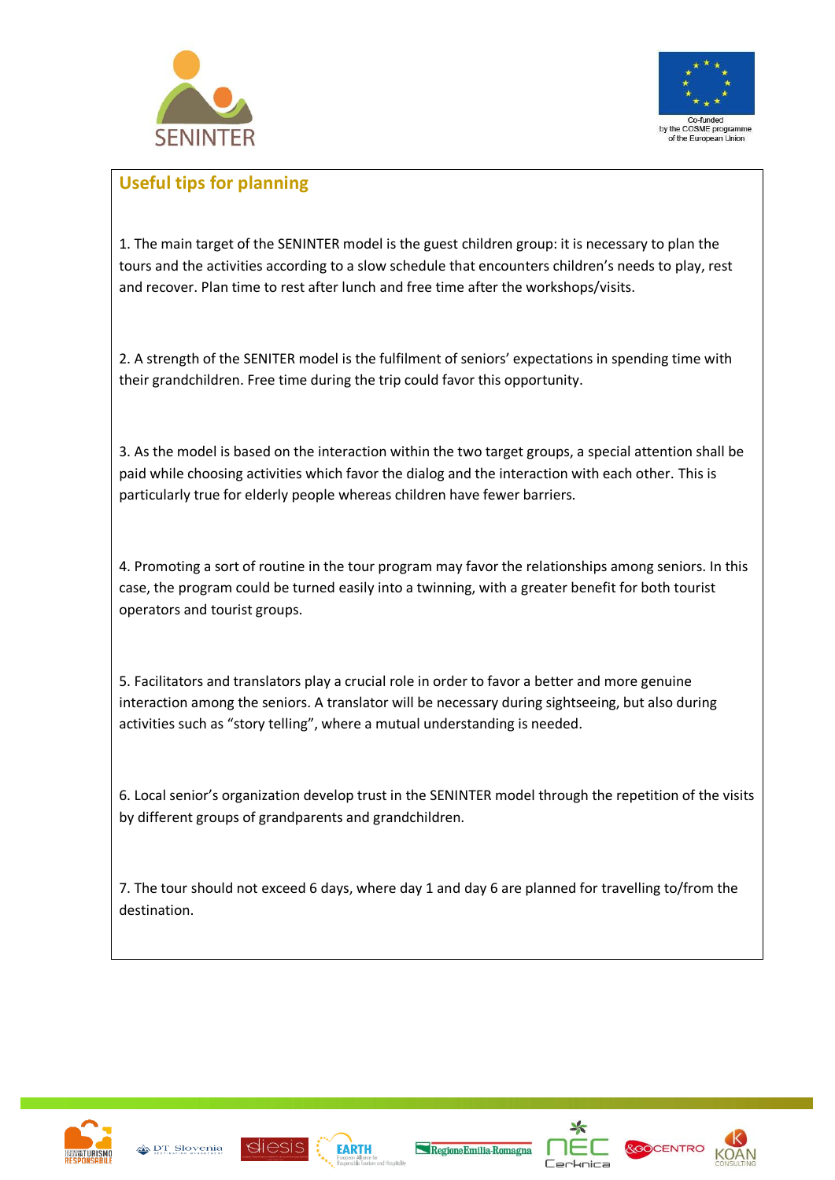## Useful tips for planning

1. The main target of the SENINTER model is the guest children group: it is necessary to plan the tours and the activities according to a slow schedule that encounters children's needs to play, rest and recover. Plan time to rest after lunch and free time after the workshops/visits.

2. A strength of the SENITER model is the fulfilment of seniors' expectations in spending time with their grandchildren. Free time during the trip could favor this opportunity.

3. As the model is based on the interaction within the two target groups, a special attention shall be paid while choosing activities which favor the dialog and the interaction with each other. This is particularly true for elderly people whereas children have fewer barriers.

4. Promoting a sort of routine in the tour program may favor the relationships among seniors. In this case, the program could be turned easily into a twinning, with a greater benefit for both tourist operators and tourist groups.

5. Facilitators and translators play a crucial role in order to favor a better and more genuine interaction among the seniors. A translator will be necessary during sightseeing, but also during activities such as "story telling", where a mutual understanding is needed.

6. Local senior's organization develop trust in the SENINTER model through the repetition of the visits by different groups of grandparents and grandchildren.

7. The tour should not exceed 6 days, where day 1 and day 6 are planned for travelling to/from the destination.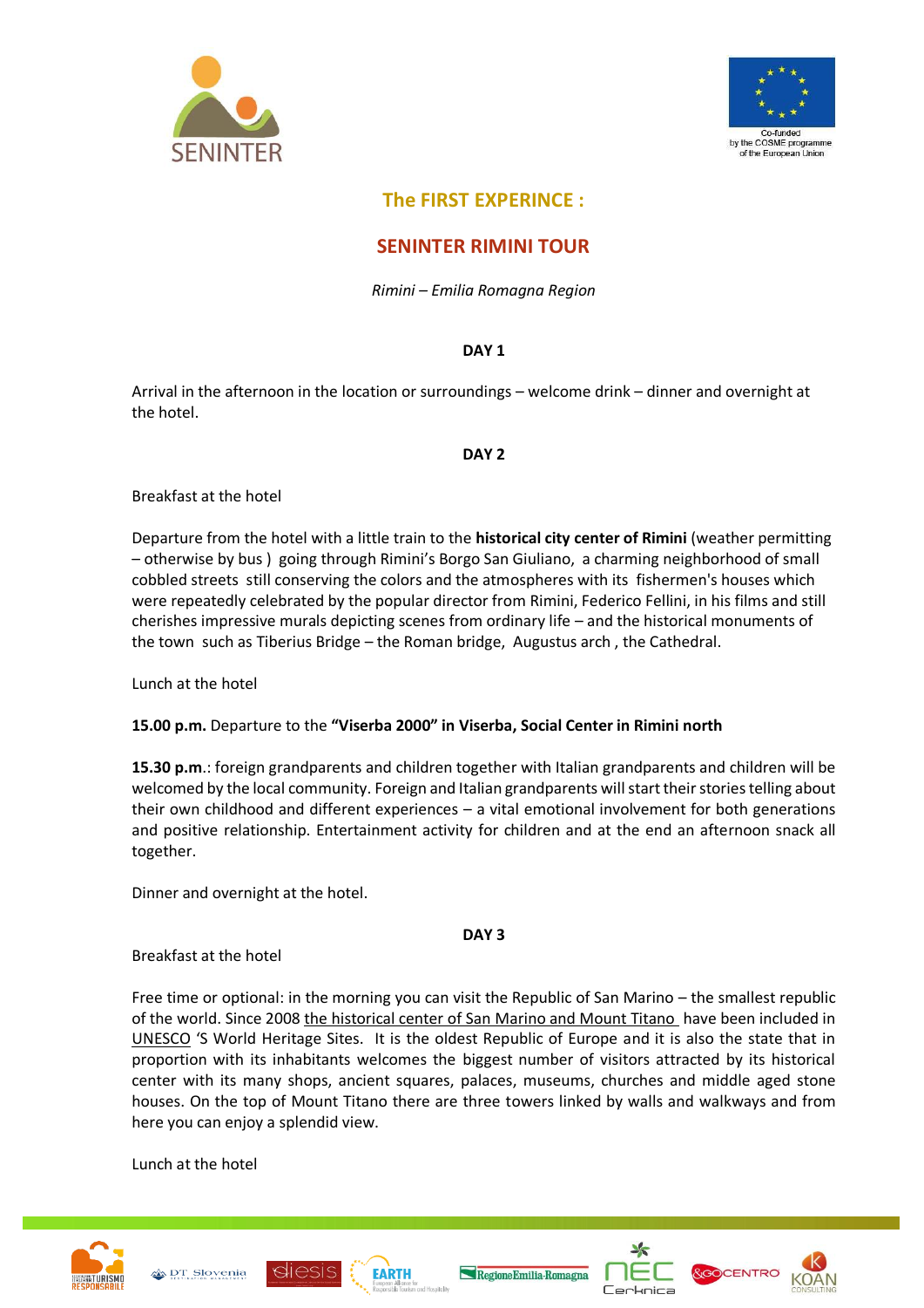## The FIRST EXPERINCE :

## SENINTER RIMINI TOUR

*Rimini – Emilia Romagna Region*

**DAY 1**

Arrival in the afternoon in the location or surroundings – welcome drink – dinner and overnight at the hotel.

**DAY 2**

Breakfast at the hotel

Departure from the hotel with a little train to the **historical city center of Rimini** (weather permitting – otherwise by bus ) going through Rimini's Borgo San Giuliano, a charming neighborhood of small cobbled streets still conserving the colors and the atmospheres with its fishermen's houses which were repeatedly celebrated by the popular director from Rimini, Federico Fellini, in his films and still cherishes impressive murals depicting scenes from ordinary life – and the historical monuments of the town such as Tiberius Bridge – the Roman bridge, Augustus arch , the Cathedral.

Lunch at the hotel

**15.00 p.m.** Departure to the **"Viserba 2000" in Viserba, Social Center in Rimini north**

**15.30 p.m**.: foreign grandparents and children together with Italian grandparents and children will be welcomed by the local community. Foreign and Italian grandparents will start their stories telling about their own childhood and different experiences – a vital emotional involvement for both generations and positive relationship. Entertainment activity for children and at the end an afternoon snack all together.

Dinner and overnight at the hotel.

**DAY 3**

Breakfast at the hotel

Free time or optional: in the morning you can visit the Republic of San Marino – the smallest republic of the world. Since 2008 the historical center of San Marino and Mount Titano have been included in UNESCO 'S World Heritage Sites. It is the oldest Republic of Europe and it is also the state that in proportion with its inhabitants welcomes the biggest number of visitors attracted by its historical center with its many shops, ancient squares, palaces, museums, churches and middle aged stone houses. On the top of Mount Titano there are three towers linked by walls and walkways and from here you can enjoy a splendid view.

Lunch at the hotel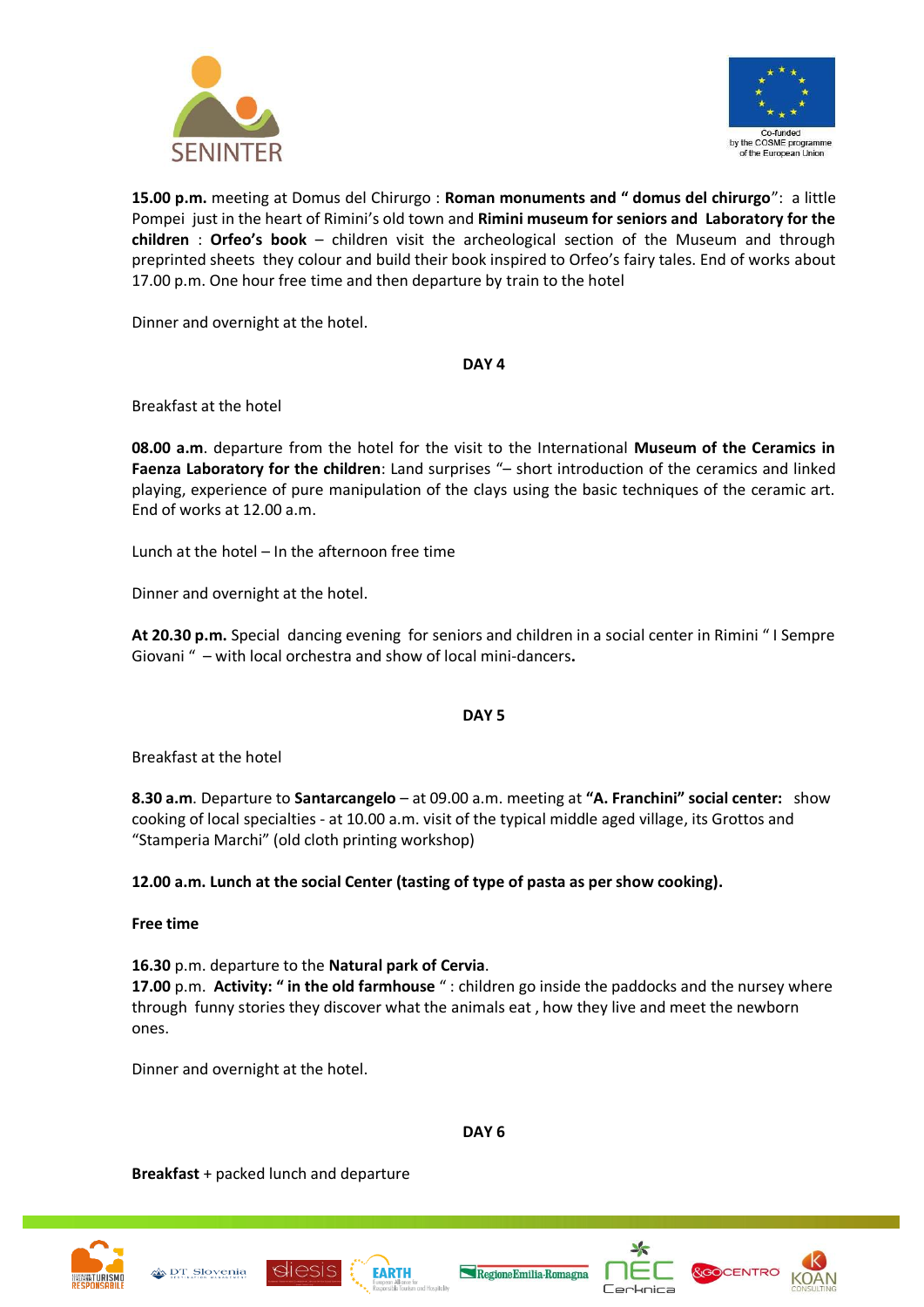**15.00 p.m.** meeting at Domus del Chirurgo : **Roman monuments and " domus del chirurgo**": a little Pompei just in the heart of Rimini's old town and **Rimini museum for seniors and Laboratory for the children** : **Orfeo's book** – children visit the archeological section of the Museum and through preprinted sheets they colour and build their book inspired to Orfeo's fairy tales. End of works about 17.00 p.m. One hour free time and then departure by train to the hotel

Dinner and overnight at the hotel.

**DAY 4**

Breakfast at the hotel

**08.00 a.m**. departure from the hotel for the visit to the International **Museum of the Ceramics in Faenza Laboratory for the children**: Land surprises "– short introduction of the ceramics and linked playing, experience of pure manipulation of the clays using the basic techniques of the ceramic art. End of works at 12.00 a.m.

Lunch at the hotel – In the afternoon free time

Dinner and overnight at the hotel.

**At 20.30 p.m.** Special dancing evening for seniors and children in a social center in Rimini " I Sempre Giovani " – with local orchestra and show of local mini-dancers**.**

**DAY 5**

Breakfast at the hotel

**8.30 a.m**. Departure to **Santarcangelo** – at 09.00 a.m. meeting at **"A. Franchini" social center:** show cooking of local specialties - at 10.00 a.m. visit of the typical middle aged village, its Grottos and "Stamperia Marchi" (old cloth printing workshop)

**12.00 a.m. Lunch at the social Center (tasting of type of pasta as per show cooking).**

**Free time**

**16.30** p.m. departure to the **Natural park of Cervia**.
**17.00** p.m. **Activity: " in the old farmhouse** " : children go inside the paddocks and the nursey where through funny stories they discover what the animals eat , how they live and meet the newborn ones.

Dinner and overnight at the hotel.

**DAY 6**

**Breakfast** + packed lunch and departure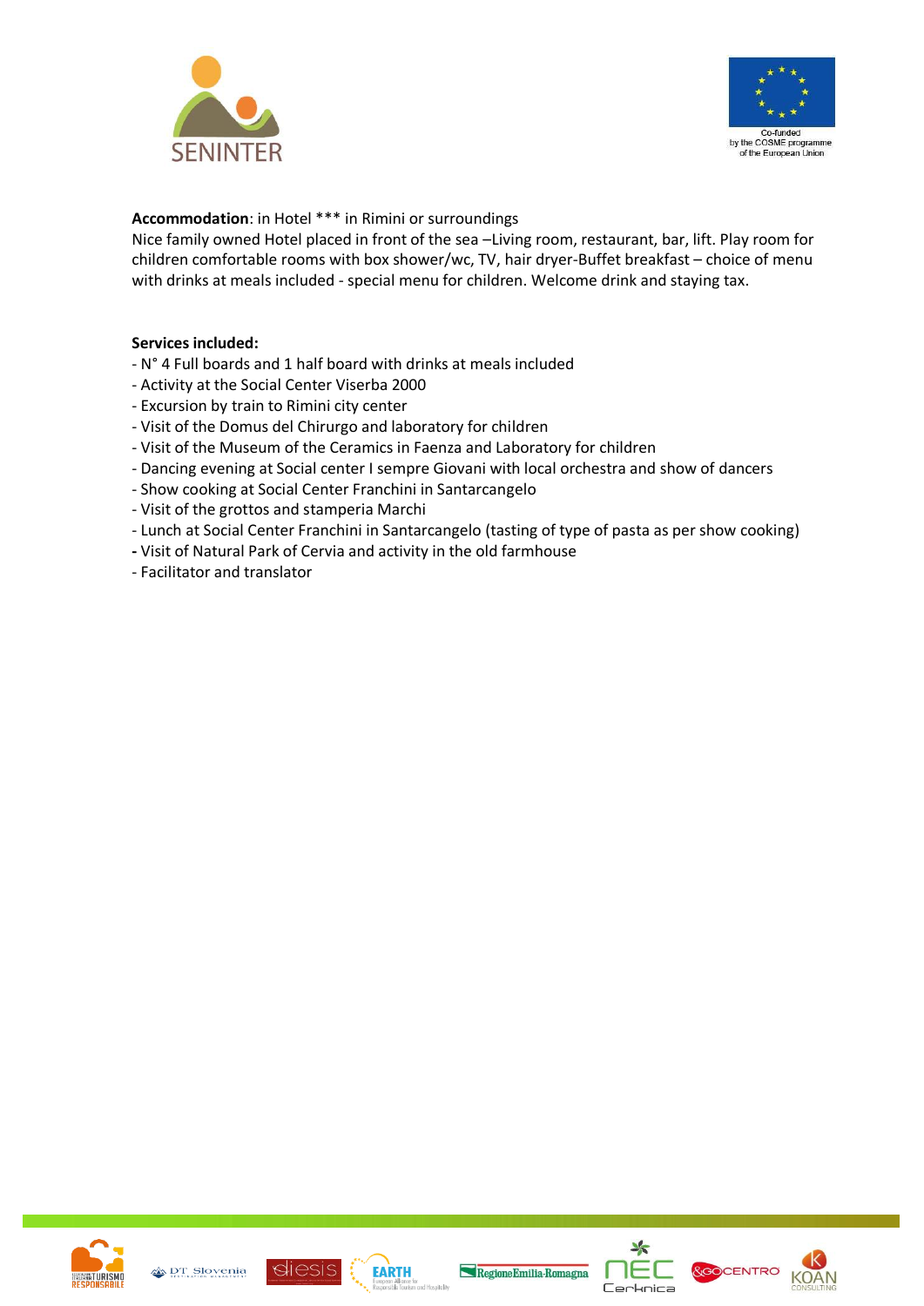**Accommodation**: in Hotel *** in Rimini or surroundings

Nice family owned Hotel placed in front of the sea –Living room, restaurant, bar, lift. Play room for children comfortable rooms with box shower/wc, TV, hair dryer-Buffet breakfast – choice of menu with drinks at meals included - special menu for children. Welcome drink and staying tax.

**Services included:**

- N° 4 Full boards and 1 half board with drinks at meals included
- Activity at the Social Center Viserba 2000
- Excursion by train to Rimini city center
- Visit of the Domus del Chirurgo and laboratory for children
- Visit of the Museum of the Ceramics in Faenza and Laboratory for children
- Dancing evening at Social center I sempre Giovani with local orchestra and show of dancers
- Show cooking at Social Center Franchini in Santarcangelo
- Visit of the grottos and stamperia Marchi
- Lunch at Social Center Franchini in Santarcangelo (tasting of type of pasta as per show cooking)
- Visit of Natural Park of Cervia and activity in the old farmhouse
- Facilitator and translator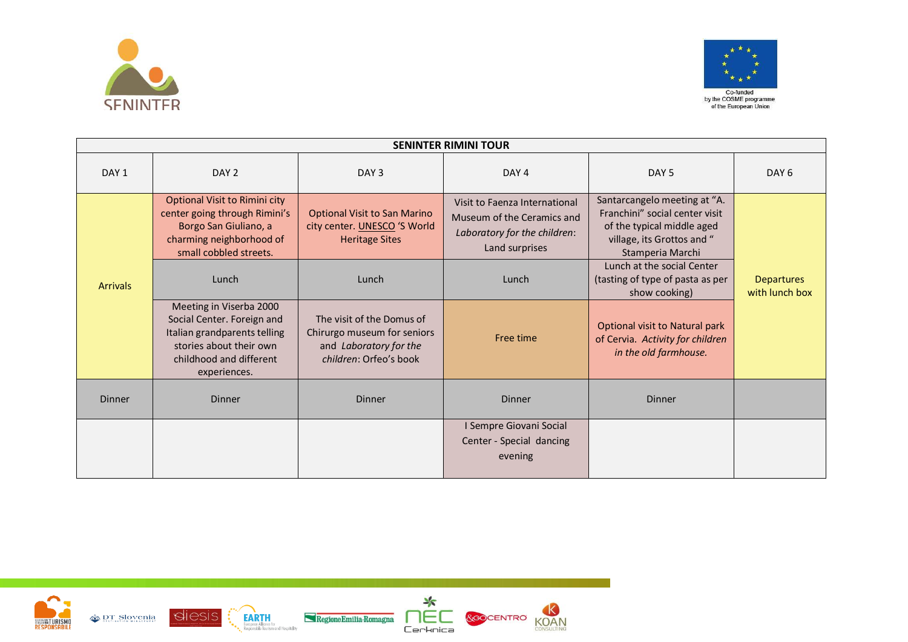| SENINTER RIMINI TOUR | | | | | |
|---|---|---|---|---|---|
| DAY 1 | DAY 2 | DAY 3 | DAY 4 | DAY 5 | DAY 6 |
| Arrivals | Optional Visit to Rimini city center going through Rimini's Borgo San Giuliano, a charming neighborhood of small cobbled streets. | Optional Visit to San Marino city center. UNESCO 'S World Heritage Sites | Visit to Faenza International Museum of the Ceramics and *Laboratory for the children*: Land surprises | Santarcangelo meeting at "A. Franchini" social center visit of the typical middle aged village, its Grottos and " Stamperia Marchi | Departures with lunch box |
| | Lunch | Lunch | Lunch | Lunch at the social Center (tasting of type of pasta as per show cooking) | |
| | Meeting in Viserba 2000 Social Center. Foreign and Italian grandparents telling stories about their own childhood and different experiences. | The visit of the Domus of Chirurgo museum for seniors and *Laboratory for the children*: Orfeo's book | Free time | Optional visit to Natural park of Cervia. *Activity for children in the old farmhouse.* | |
| Dinner | Dinner | Dinner | Dinner | Dinner | |
| | | | I Sempre Giovani Social Center - Special dancing evening | | |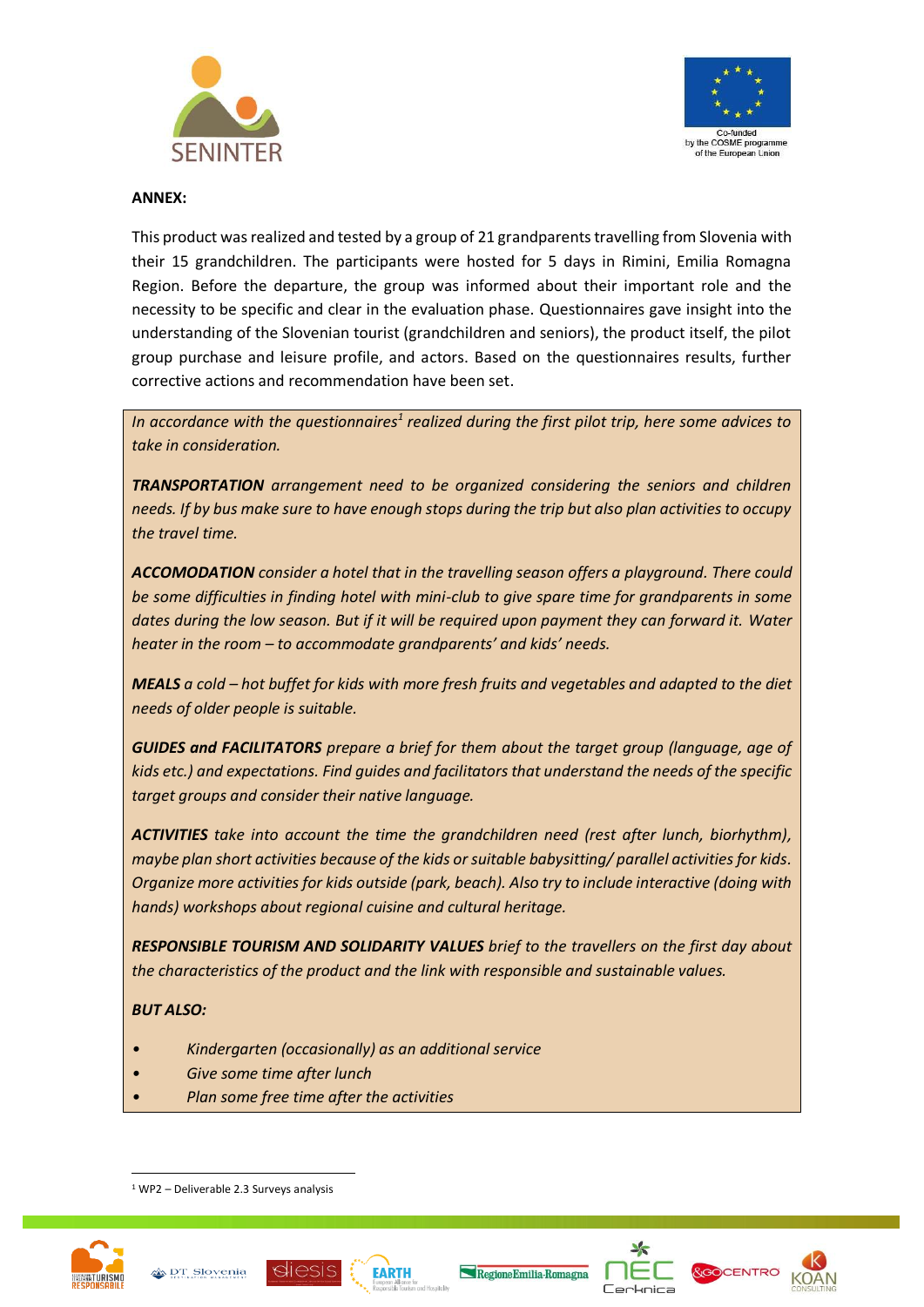**ANNEX:**

This product was realized and tested by a group of 21 grandparents travelling from Slovenia with their 15 grandchildren. The participants were hosted for 5 days in Rimini, Emilia Romagna Region. Before the departure, the group was informed about their important role and the necessity to be specific and clear in the evaluation phase. Questionnaires gave insight into the understanding of the Slovenian tourist (grandchildren and seniors), the product itself, the pilot group purchase and leisure profile, and actors. Based on the questionnaires results, further corrective actions and recommendation have been set.

*In accordance with the questionnaires[1] realized during the first pilot trip, here some advices to take in consideration.*

***TRANSPORTATION*** *arrangement need to be organized considering the seniors and children needs. If by bus make sure to have enough stops during the trip but also plan activities to occupy the travel time.*

***ACCOMODATION*** *consider a hotel that in the travelling season offers a playground. There could be some difficulties in finding hotel with mini-club to give spare time for grandparents in some dates during the low season. But if it will be required upon payment they can forward it. Water heater in the room – to accommodate grandparents' and kids' needs.*

***MEALS*** *a cold – hot buffet for kids with more fresh fruits and vegetables and adapted to the diet needs of older people is suitable.*

***GUIDES and FACILITATORS*** *prepare a brief for them about the target group (language, age of kids etc.) and expectations. Find guides and facilitators that understand the needs of the specific target groups and consider their native language.*

***ACTIVITIES*** *take into account the time the grandchildren need (rest after lunch, biorhythm), maybe plan short activities because of the kids or suitable babysitting/ parallel activities for kids. Organize more activities for kids outside (park, beach). Also try to include interactive (doing with hands) workshops about regional cuisine and cultural heritage.*

***RESPONSIBLE TOURISM AND SOLIDARITY VALUES*** *brief to the travellers on the first day about the characteristics of the product and the link with responsible and sustainable values.*

***BUT ALSO:***

- *Kindergarten (occasionally) as an additional service*
- *Give some time after lunch*
- *Plan some free time after the activities*

[1] WP2 – Deliverable 2.3 Surveys analysis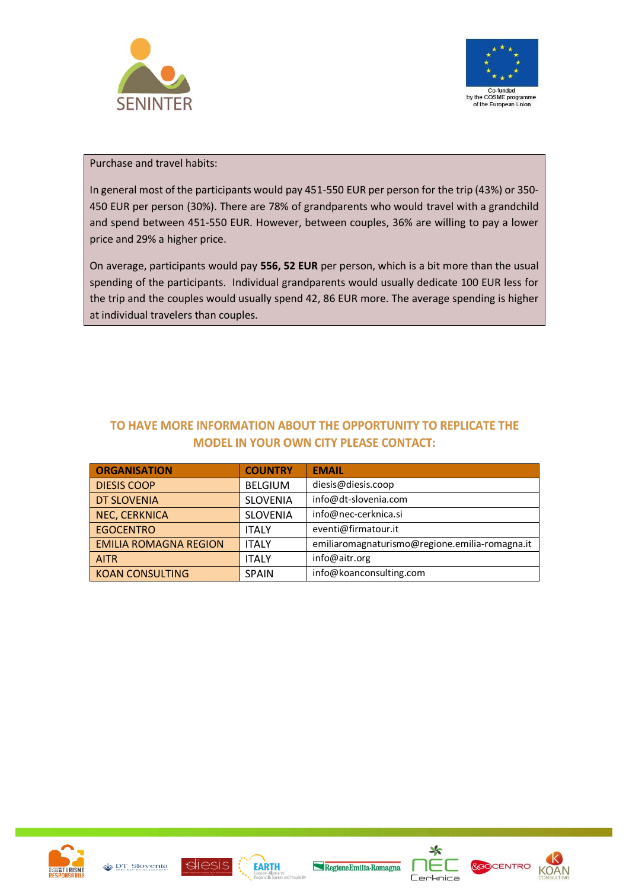Purchase and travel habits:

In general most of the participants would pay 451-550 EUR per person for the trip (43%) or 350-450 EUR per person (30%). There are 78% of grandparents who would travel with a grandchild and spend between 451-550 EUR. However, between couples, 36% are willing to pay a lower price and 29% a higher price.

On average, participants would pay **556, 52 EUR** per person, which is a bit more than the usual spending of the participants. Individual grandparents would usually dedicate 100 EUR less for the trip and the couples would usually spend 42, 86 EUR more. The average spending is higher at individual travelers than couples.

## TO HAVE MORE INFORMATION ABOUT THE OPPORTUNITY TO REPLICATE THE MODEL IN YOUR OWN CITY PLEASE CONTACT:

| ORGANISATION | COUNTRY | EMAIL |
|---|---|---|
| DIESIS COOP | BELGIUM | diesis@diesis.coop |
| DT SLOVENIA | SLOVENIA | info@dt-slovenia.com |
| NEC, CERKNICA | SLOVENIA | info@nec-cerknica.si |
| EGOCENTRO | ITALY | eventi@firmatour.it |
| EMILIA ROMAGNA REGION | ITALY | emiliaromagnaturismo@regione.emilia-romagna.it |
| AITR | ITALY | info@aitr.org |
| KOAN CONSULTING | SPAIN | info@koanconsulting.com |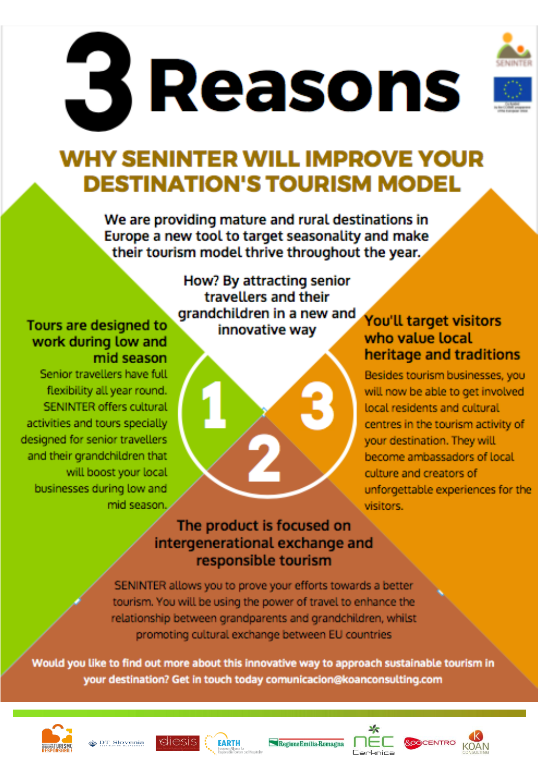# 3 Reasons

## WHY SENINTER WILL IMPROVE YOUR DESTINATION'S TOURISM MODEL

We are providing mature and rural destinations in Europe a new tool to target seasonality and make their tourism model thrive throughout the year.

How? By attracting senior travellers and their grandchildren in a new and innovative way

### 1

**Tours are designed to work during low and mid season**

Senior travellers have full flexibility all year round. SENINTER offers cultural activities and tours specially designed for senior travellers and their grandchildren that will boost your local businesses during low and mid season.

### 2

**The product is focused on intergenerational exchange and responsible tourism**

SENINTER allows you to prove your efforts towards a better tourism. You will be using the power of travel to enhance the relationship between grandparents and grandchildren, whilst promoting cultural exchange between EU countries

### 3

**You'll target visitors who value local heritage and traditions**

Besides tourism businesses, you will now be able to get involved local residents and cultural centres in the tourism activity of your destination. They will become ambassadors of local culture and creators of unforgettable experiences for the visitors.

**Would you like to find out more about this innovative way to approach sustainable tourism in your destination? Get in touch today comunicacion@koanconsulting.com**